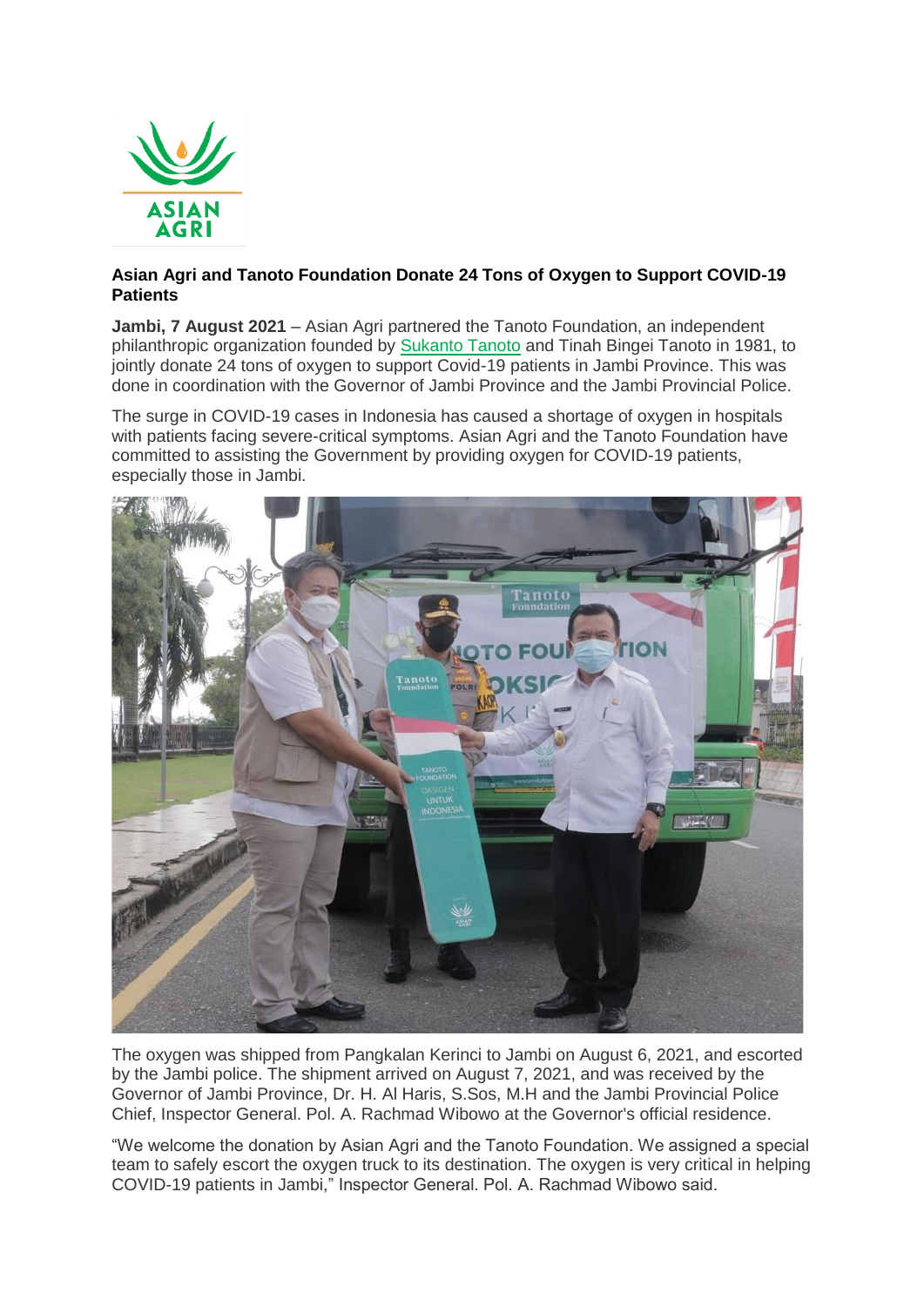**Asian Agri and Tanoto Foundation Donate 24 Tons of Oxygen to Support COVID-19 Patients**

**Jambi, 7 August 2021** – Asian Agri partnered the Tanoto Foundation, an independent philanthropic organization founded by Sukanto Tanoto and Tinah Bingei Tanoto in 1981, to jointly donate 24 tons of oxygen to support Covid-19 patients in Jambi Province. This was done in coordination with the Governor of Jambi Province and the Jambi Provincial Police.

The surge in COVID-19 cases in Indonesia has caused a shortage of oxygen in hospitals with patients facing severe-critical symptoms. Asian Agri and the Tanoto Foundation have committed to assisting the Government by providing oxygen for COVID-19 patients, especially those in Jambi.

The oxygen was shipped from Pangkalan Kerinci to Jambi on August 6, 2021, and escorted by the Jambi police. The shipment arrived on August 7, 2021, and was received by the Governor of Jambi Province, Dr. H. Al Haris, S.Sos, M.H and the Jambi Provincial Police Chief, Inspector General. Pol. A. Rachmad Wibowo at the Governor's official residence.

"We welcome the donation by Asian Agri and the Tanoto Foundation. We assigned a special team to safely escort the oxygen truck to its destination. The oxygen is very critical in helping COVID-19 patients in Jambi," Inspector General. Pol. A. Rachmad Wibowo said.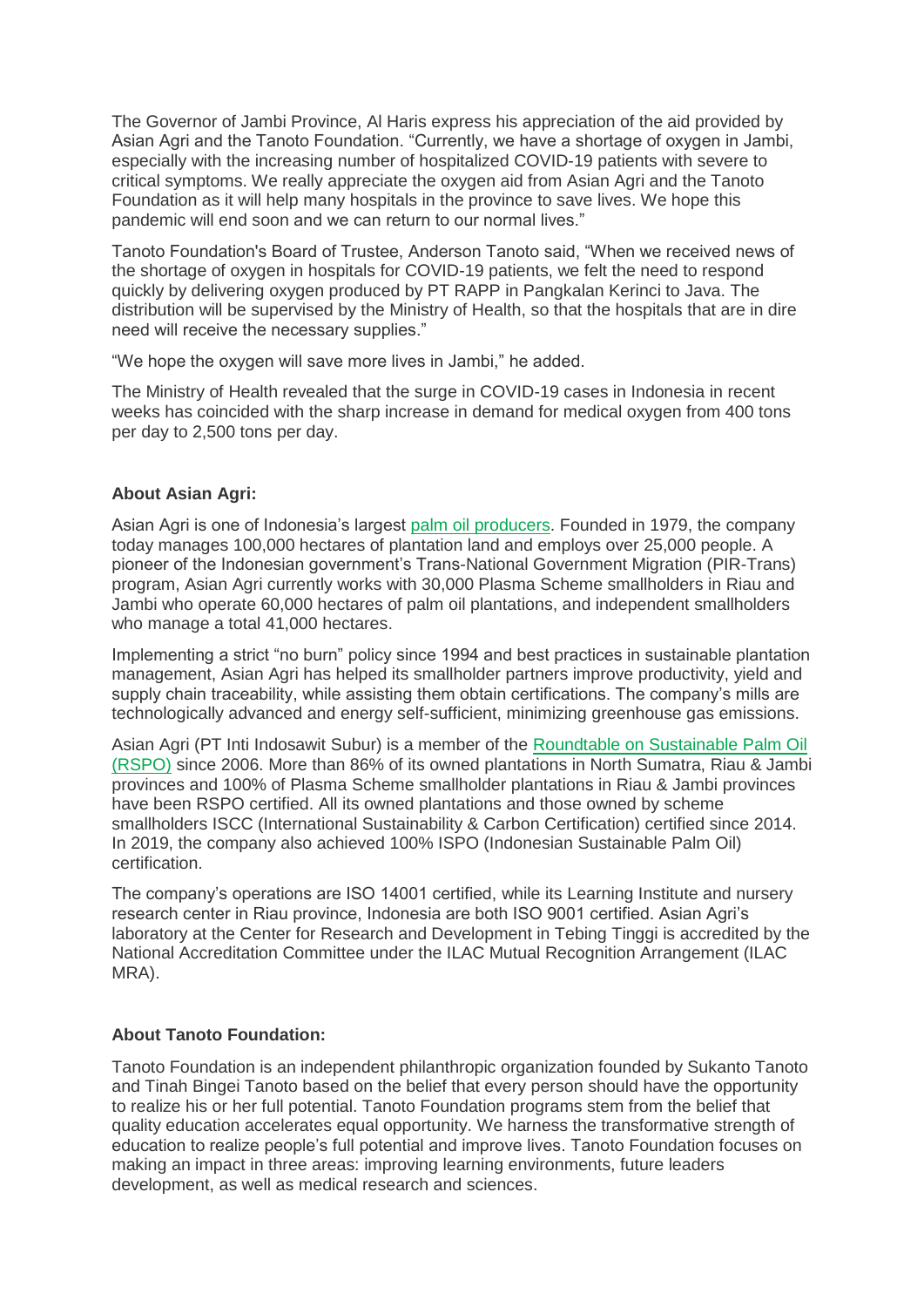The Governor of Jambi Province, Al Haris express his appreciation of the aid provided by Asian Agri and the Tanoto Foundation. “Currently, we have a shortage of oxygen in Jambi, especially with the increasing number of hospitalized COVID-19 patients with severe to critical symptoms. We really appreciate the oxygen aid from Asian Agri and the Tanoto Foundation as it will help many hospitals in the province to save lives. We hope this pandemic will end soon and we can return to our normal lives.”

Tanoto Foundation's Board of Trustee, Anderson Tanoto said, “When we received news of the shortage of oxygen in hospitals for COVID-19 patients, we felt the need to respond quickly by delivering oxygen produced by PT RAPP in Pangkalan Kerinci to Java. The distribution will be supervised by the Ministry of Health, so that the hospitals that are in dire need will receive the necessary supplies.”

“We hope the oxygen will save more lives in Jambi,” he added.

The Ministry of Health revealed that the surge in COVID-19 cases in Indonesia in recent weeks has coincided with the sharp increase in demand for medical oxygen from 400 tons per day to 2,500 tons per day.

**About Asian Agri:**

Asian Agri is one of Indonesia's largest palm oil producers. Founded in 1979, the company today manages 100,000 hectares of plantation land and employs over 25,000 people. A pioneer of the Indonesian government's Trans-National Government Migration (PIR-Trans) program, Asian Agri currently works with 30,000 Plasma Scheme smallholders in Riau and Jambi who operate 60,000 hectares of palm oil plantations, and independent smallholders who manage a total 41,000 hectares.

Implementing a strict “no burn” policy since 1994 and best practices in sustainable plantation management, Asian Agri has helped its smallholder partners improve productivity, yield and supply chain traceability, while assisting them obtain certifications. The company's mills are technologically advanced and energy self-sufficient, minimizing greenhouse gas emissions.

Asian Agri (PT Inti Indosawit Subur) is a member of the Roundtable on Sustainable Palm Oil (RSPO) since 2006. More than 86% of its owned plantations in North Sumatra, Riau & Jambi provinces and 100% of Plasma Scheme smallholder plantations in Riau & Jambi provinces have been RSPO certified. All its owned plantations and those owned by scheme smallholders ISCC (International Sustainability & Carbon Certification) certified since 2014. In 2019, the company also achieved 100% ISPO (Indonesian Sustainable Palm Oil) certification.

The company's operations are ISO 14001 certified, while its Learning Institute and nursery research center in Riau province, Indonesia are both ISO 9001 certified. Asian Agri's laboratory at the Center for Research and Development in Tebing Tinggi is accredited by the National Accreditation Committee under the ILAC Mutual Recognition Arrangement (ILAC MRA).

**About Tanoto Foundation:**

Tanoto Foundation is an independent philanthropic organization founded by Sukanto Tanoto and Tinah Bingei Tanoto based on the belief that every person should have the opportunity to realize his or her full potential. Tanoto Foundation programs stem from the belief that quality education accelerates equal opportunity. We harness the transformative strength of education to realize people's full potential and improve lives. Tanoto Foundation focuses on making an impact in three areas: improving learning environments, future leaders development, as well as medical research and sciences.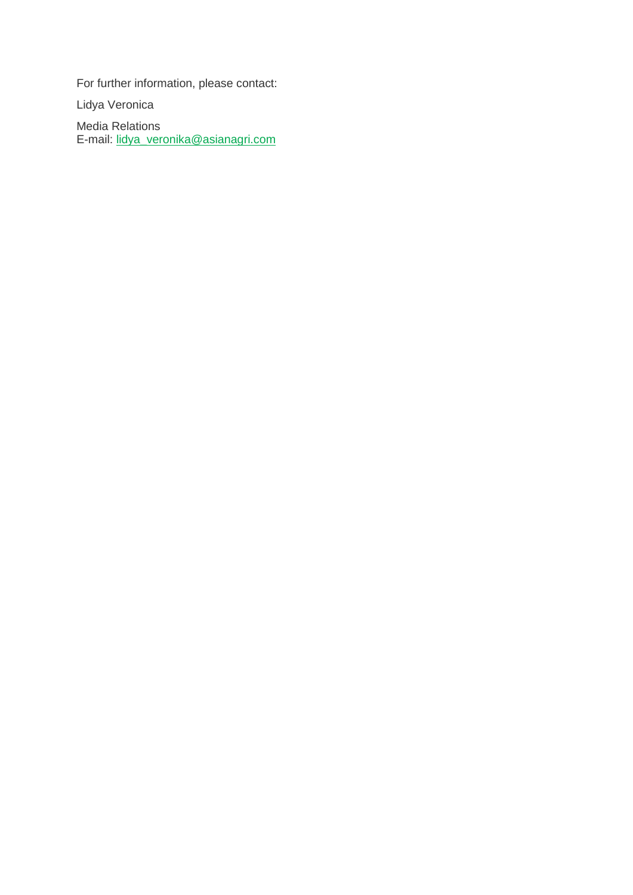For further information, please contact:

Lidya Veronica

Media Relations
E-mail: lidya_veronika@asianagri.com